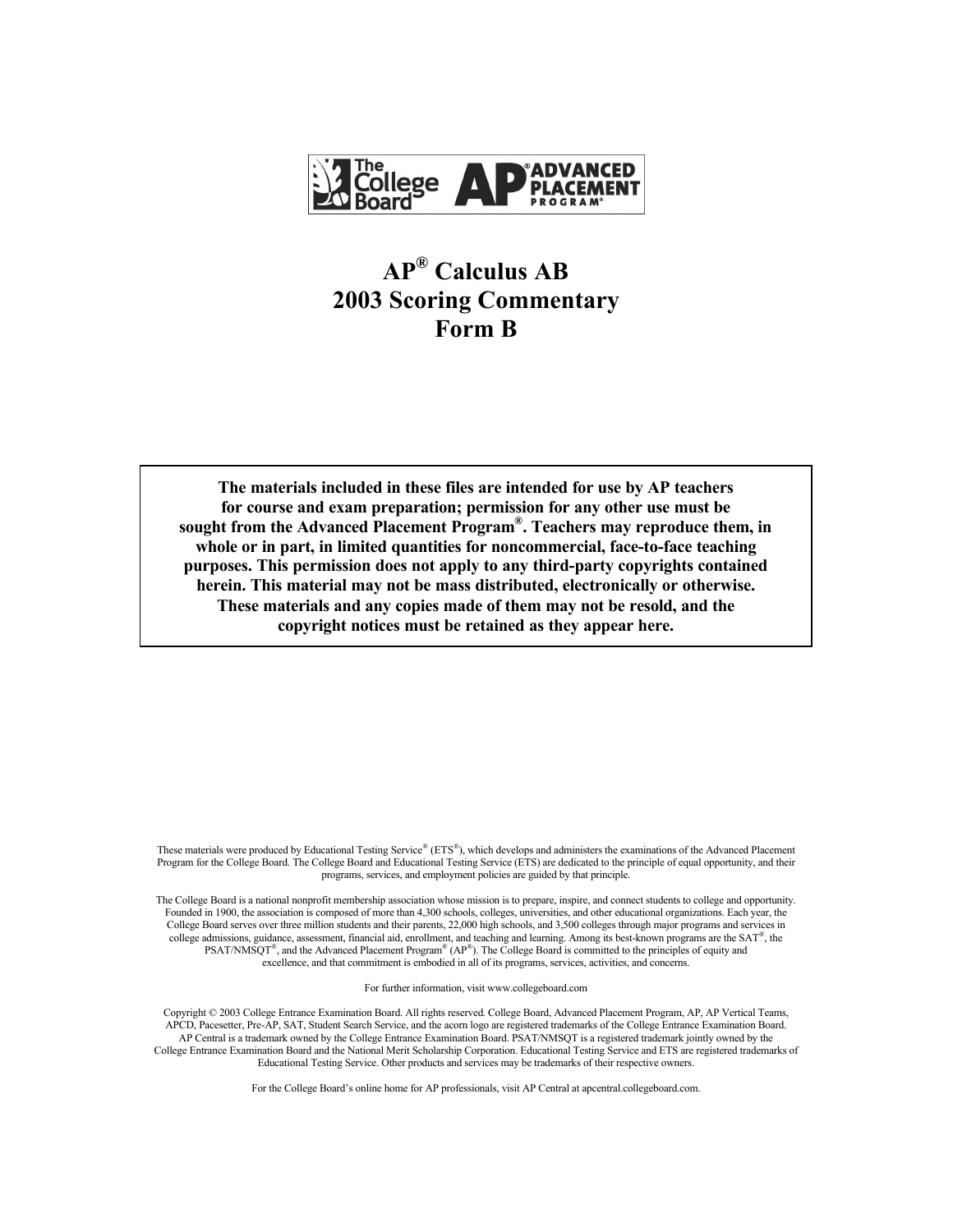# AP® Calculus AB 2003 Scoring Commentary Form B

**The materials included in these files are intended for use by AP teachers for course and exam preparation; permission for any other use must be sought from the Advanced Placement Program®. Teachers may reproduce them, in whole or in part, in limited quantities for noncommercial, face-to-face teaching purposes. This permission does not apply to any third-party copyrights contained herein. This material may not be mass distributed, electronically or otherwise. These materials and any copies made of them may not be resold, and the copyright notices must be retained as they appear here.**

These materials were produced by Educational Testing Service® (ETS®), which develops and administers the examinations of the Advanced Placement Program for the College Board. The College Board and Educational Testing Service (ETS) are dedicated to the principle of equal opportunity, and their programs, services, and employment policies are guided by that principle.

The College Board is a national nonprofit membership association whose mission is to prepare, inspire, and connect students to college and opportunity. Founded in 1900, the association is composed of more than 4,300 schools, colleges, universities, and other educational organizations. Each year, the College Board serves over three million students and their parents, 22,000 high schools, and 3,500 colleges through major programs and services in college admissions, guidance, assessment, financial aid, enrollment, and teaching and learning. Among its best-known programs are the SAT®, the PSAT/NMSQT®, and the Advanced Placement Program® (AP®). The College Board is committed to the principles of equity and excellence, and that commitment is embodied in all of its programs, services, activities, and concerns.

For further information, visit www.collegeboard.com

Copyright © 2003 College Entrance Examination Board. All rights reserved. College Board, Advanced Placement Program, AP, AP Vertical Teams, APCD, Pacesetter, Pre-AP, SAT, Student Search Service, and the acorn logo are registered trademarks of the College Entrance Examination Board. AP Central is a trademark owned by the College Entrance Examination Board. PSAT/NMSQT is a registered trademark jointly owned by the College Entrance Examination Board and the National Merit Scholarship Corporation. Educational Testing Service and ETS are registered trademarks of Educational Testing Service. Other products and services may be trademarks of their respective owners.

For the College Board's online home for AP professionals, visit AP Central at apcentral.collegeboard.com.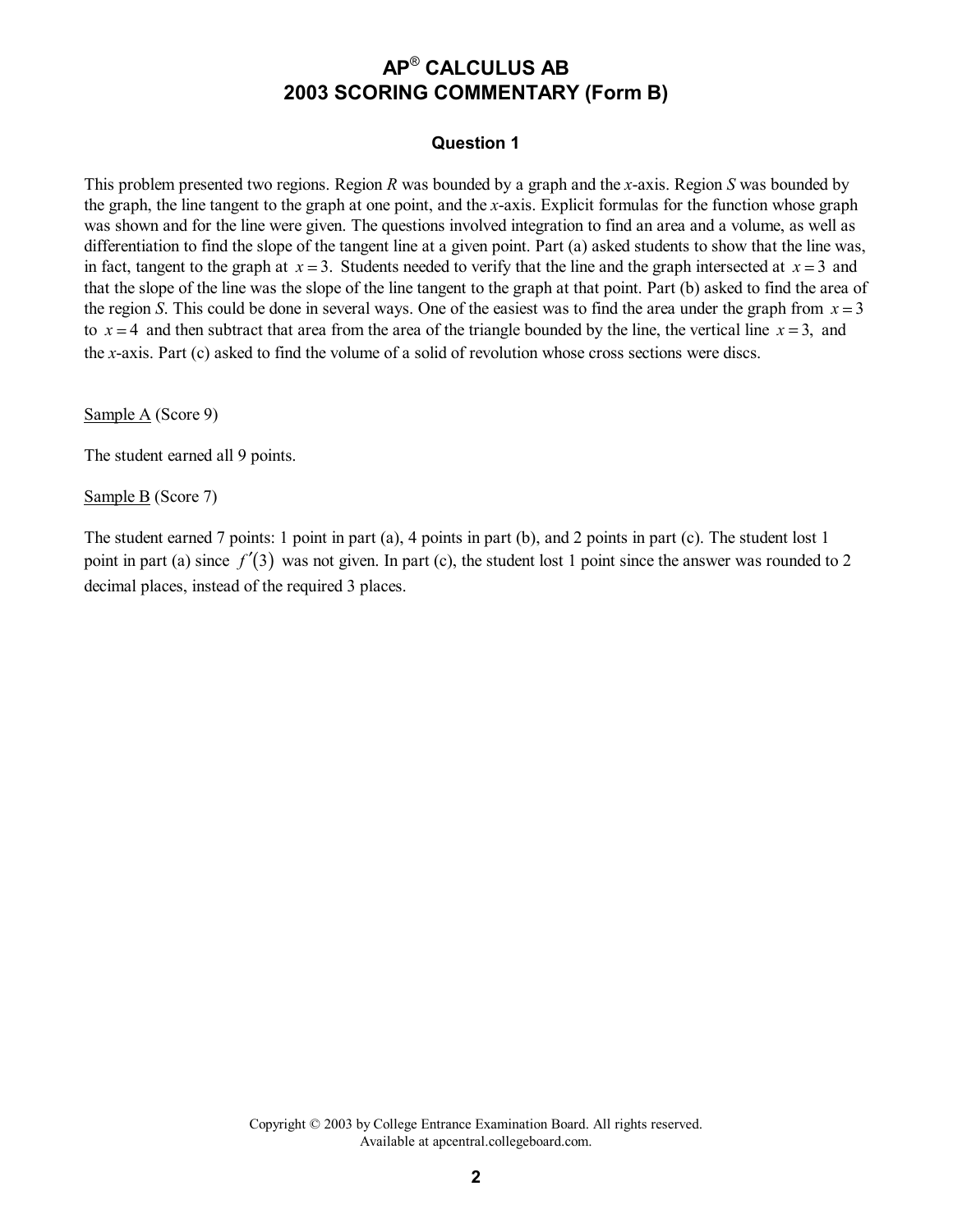# AP® CALCULUS AB
# 2003 SCORING COMMENTARY (Form B)

### Question 1

This problem presented two regions. Region *R* was bounded by a graph and the *x*-axis. Region *S* was bounded by the graph, the line tangent to the graph at one point, and the *x*-axis. Explicit formulas for the function whose graph was shown and for the line were given. The questions involved integration to find an area and a volume, as well as differentiation to find the slope of the tangent line at a given point. Part (a) asked students to show that the line was, in fact, tangent to the graph at $x = 3$. Students needed to verify that the line and the graph intersected at $x = 3$ and that the slope of the line was the slope of the line tangent to the graph at that point. Part (b) asked to find the area of the region *S*. This could be done in several ways. One of the easiest was to find the area under the graph from $x = 3$ to $x = 4$ and then subtract that area from the area of the triangle bounded by the line, the vertical line $x = 3$, and the *x*-axis. Part (c) asked to find the volume of a solid of revolution whose cross sections were discs.

<u>Sample A</u> (Score 9)

The student earned all 9 points.

<u>Sample B</u> (Score 7)

The student earned 7 points: 1 point in part (a), 4 points in part (b), and 2 points in part (c). The student lost 1 point in part (a) since $f'(3)$ was not given. In part (c), the student lost 1 point since the answer was rounded to 2 decimal places, instead of the required 3 places.

Copyright © 2003 by College Entrance Examination Board. All rights reserved.
Available at apcentral.collegeboard.com.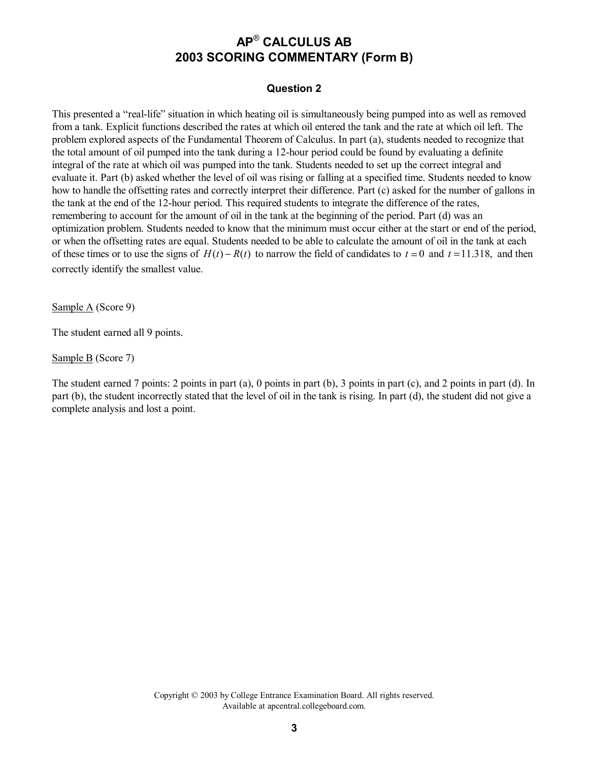# AP® CALCULUS AB
# 2003 SCORING COMMENTARY (Form B)

### Question 2

This presented a "real-life" situation in which heating oil is simultaneously being pumped into as well as removed from a tank. Explicit functions described the rates at which oil entered the tank and the rate at which oil left. The problem explored aspects of the Fundamental Theorem of Calculus. In part (a), students needed to recognize that the total amount of oil pumped into the tank during a 12-hour period could be found by evaluating a definite integral of the rate at which oil was pumped into the tank. Students needed to set up the correct integral and evaluate it. Part (b) asked whether the level of oil was rising or falling at a specified time. Students needed to know how to handle the offsetting rates and correctly interpret their difference. Part (c) asked for the number of gallons in the tank at the end of the 12-hour period. This required students to integrate the difference of the rates, remembering to account for the amount of oil in the tank at the beginning of the period. Part (d) was an optimization problem. Students needed to know that the minimum must occur either at the start or end of the period, or when the offsetting rates are equal. Students needed to be able to calculate the amount of oil in the tank at each of these times or to use the signs of $H(t) - R(t)$ to narrow the field of candidates to $t = 0$ and $t = 11.318$, and then correctly identify the smallest value.

Sample A (Score 9)

The student earned all 9 points.

Sample B (Score 7)

The student earned 7 points: 2 points in part (a), 0 points in part (b), 3 points in part (c), and 2 points in part (d). In part (b), the student incorrectly stated that the level of oil in the tank is rising. In part (d), the student did not give a complete analysis and lost a point.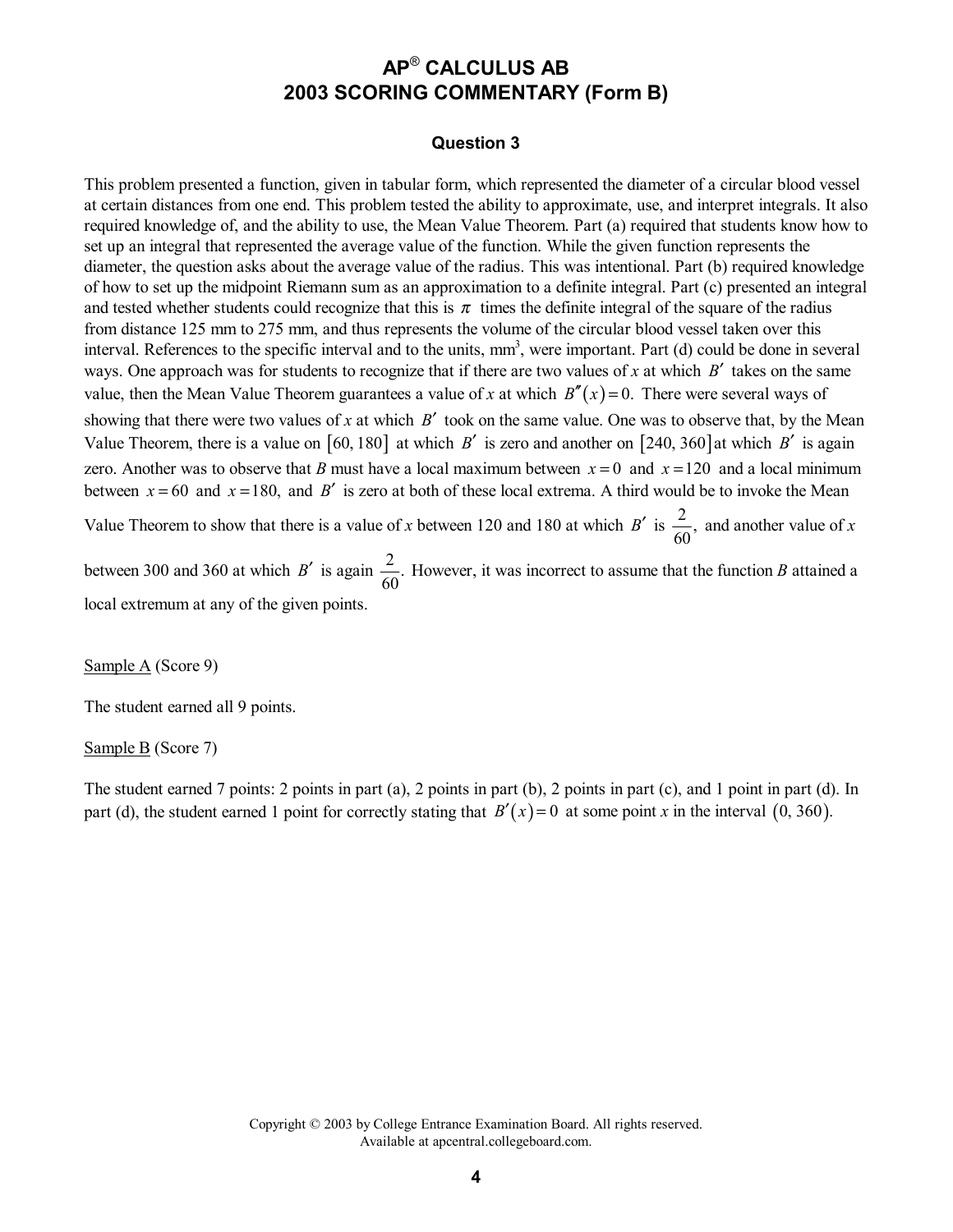# AP® CALCULUS AB
# 2003 SCORING COMMENTARY (Form B)

## Question 3

This problem presented a function, given in tabular form, which represented the diameter of a circular blood vessel at certain distances from one end. This problem tested the ability to approximate, use, and interpret integrals. It also required knowledge of, and the ability to use, the Mean Value Theorem. Part (a) required that students know how to set up an integral that represented the average value of the function. While the given function represents the diameter, the question asks about the average value of the radius. This was intentional. Part (b) required knowledge of how to set up the midpoint Riemann sum as an approximation to a definite integral. Part (c) presented an integral and tested whether students could recognize that this is $\pi$ times the definite integral of the square of the radius from distance 125 mm to 275 mm, and thus represents the volume of the circular blood vessel taken over this interval. References to the specific interval and to the units, $\text{mm}^3$, were important. Part (d) could be done in several ways. One approach was for students to recognize that if there are two values of $x$ at which $B'$ takes on the same value, then the Mean Value Theorem guarantees a value of $x$ at which $B''(x) = 0.$ There were several ways of showing that there were two values of $x$ at which $B'$ took on the same value. One was to observe that, by the Mean Value Theorem, there is a value on $[60, 180]$ at which $B'$ is zero and another on $[240, 360]$ at which $B'$ is again zero. Another was to observe that $B$ must have a local maximum between $x = 0$ and $x = 120$ and a local minimum between $x = 60$ and $x = 180,$ and $B'$ is zero at both of these local extrema. A third would be to invoke the Mean Value Theorem to show that there is a value of $x$ between 120 and 180 at which $B'$ is $\frac{2}{60},$ and another value of $x$ between 300 and 360 at which $B'$ is again $\frac{2}{60}.$ However, it was incorrect to assume that the function $B$ attained a local extremum at any of the given points.

Sample A (Score 9)

The student earned all 9 points.

Sample B (Score 7)

The student earned 7 points: 2 points in part (a), 2 points in part (b), 2 points in part (c), and 1 point in part (d). In part (d), the student earned 1 point for correctly stating that $B'(x) = 0$ at some point $x$ in the interval $(0, 360).$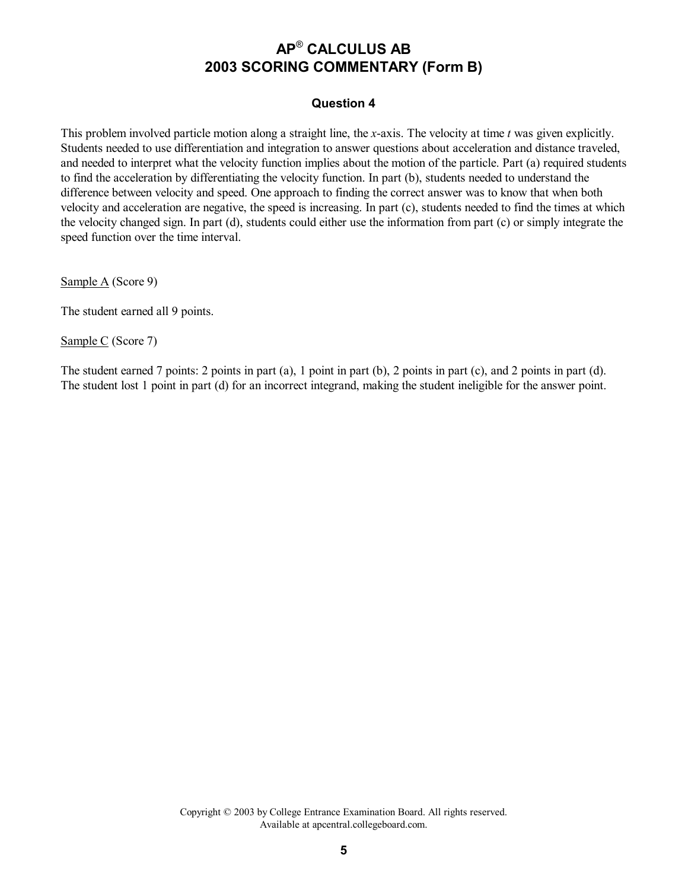# AP® CALCULUS AB
# 2003 SCORING COMMENTARY (Form B)

### Question 4

This problem involved particle motion along a straight line, the $x$-axis. The velocity at time $t$ was given explicitly. Students needed to use differentiation and integration to answer questions about acceleration and distance traveled, and needed to interpret what the velocity function implies about the motion of the particle. Part (a) required students to find the acceleration by differentiating the velocity function. In part (b), students needed to understand the difference between velocity and speed. One approach to finding the correct answer was to know that when both velocity and acceleration are negative, the speed is increasing. In part (c), students needed to find the times at which the velocity changed sign. In part (d), students could either use the information from part (c) or simply integrate the speed function over the time interval.

Sample A (Score 9)

The student earned all 9 points.

Sample C (Score 7)

The student earned 7 points: 2 points in part (a), 1 point in part (b), 2 points in part (c), and 2 points in part (d). The student lost 1 point in part (d) for an incorrect integrand, making the student ineligible for the answer point.

Copyright © 2003 by College Entrance Examination Board. All rights reserved.
Available at apcentral.collegeboard.com.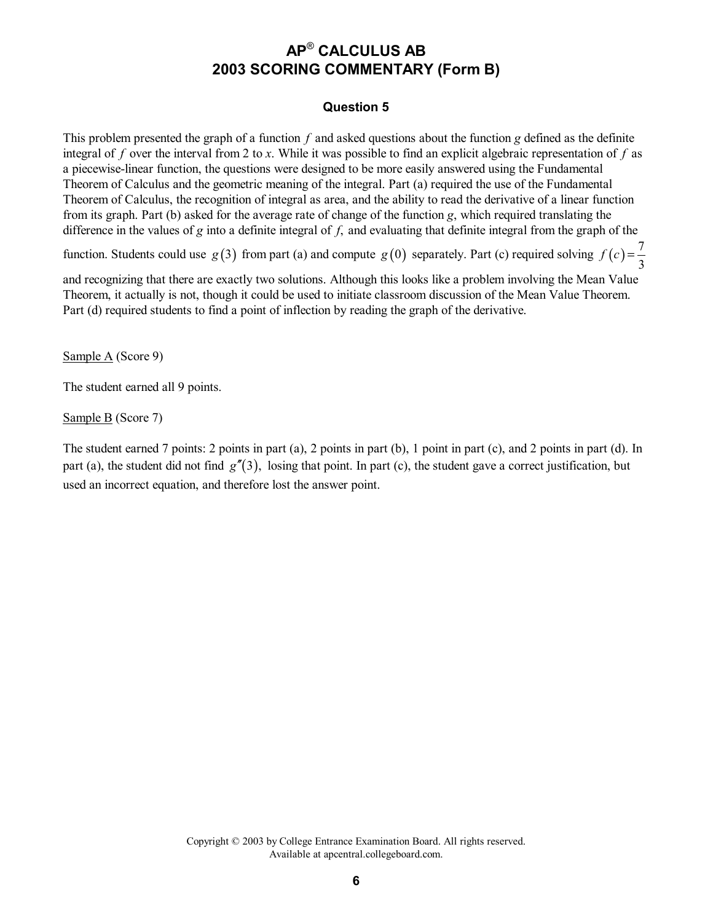# AP® CALCULUS AB
# 2003 SCORING COMMENTARY (Form B)

### Question 5

This problem presented the graph of a function $f$ and asked questions about the function $g$ defined as the definite integral of $f$ over the interval from 2 to $x$. While it was possible to find an explicit algebraic representation of $f$ as a piecewise-linear function, the questions were designed to be more easily answered using the Fundamental Theorem of Calculus and the geometric meaning of the integral. Part (a) required the use of the Fundamental Theorem of Calculus, the recognition of integral as area, and the ability to read the derivative of a linear function from its graph. Part (b) asked for the average rate of change of the function $g$, which required translating the difference in the values of $g$ into a definite integral of $f$, and evaluating that definite integral from the graph of the function. Students could use $g(3)$ from part (a) and compute $g(0)$ separately. Part (c) required solving $f(c) = \frac{7}{3}$ and recognizing that there are exactly two solutions. Although this looks like a problem involving the Mean Value Theorem, it actually is not, though it could be used to initiate classroom discussion of the Mean Value Theorem. Part (d) required students to find a point of inflection by reading the graph of the derivative.

Sample A (Score 9)

The student earned all 9 points.

Sample B (Score 7)

The student earned 7 points: 2 points in part (a), 2 points in part (b), 1 point in part (c), and 2 points in part (d). In part (a), the student did not find $g''(3)$, losing that point. In part (c), the student gave a correct justification, but used an incorrect equation, and therefore lost the answer point.

Copyright © 2003 by College Entrance Examination Board. All rights reserved.
Available at apcentral.collegeboard.com.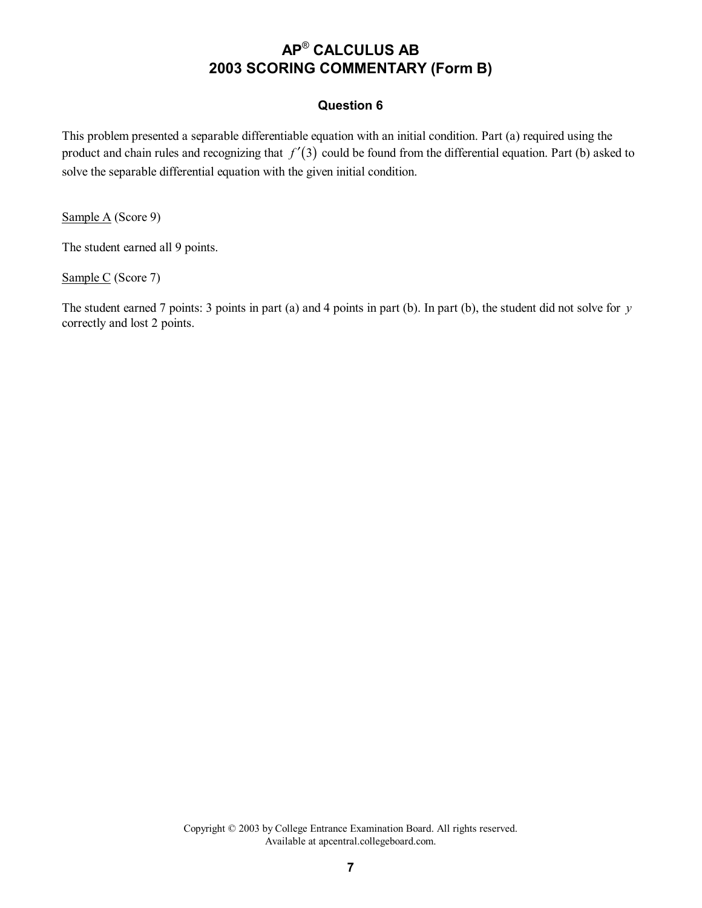# AP® CALCULUS AB
# 2003 SCORING COMMENTARY (Form B)

### Question 6

This problem presented a separable differentiable equation with an initial condition. Part (a) required using the product and chain rules and recognizing that $f'(3)$ could be found from the differential equation. Part (b) asked to solve the separable differential equation with the given initial condition.

<u>Sample A</u> (Score 9)

The student earned all 9 points.

<u>Sample C</u> (Score 7)

The student earned 7 points: 3 points in part (a) and 4 points in part (b). In part (b), the student did not solve for $y$ correctly and lost 2 points.

Copyright © 2003 by College Entrance Examination Board. All rights reserved.
Available at apcentral.collegeboard.com.